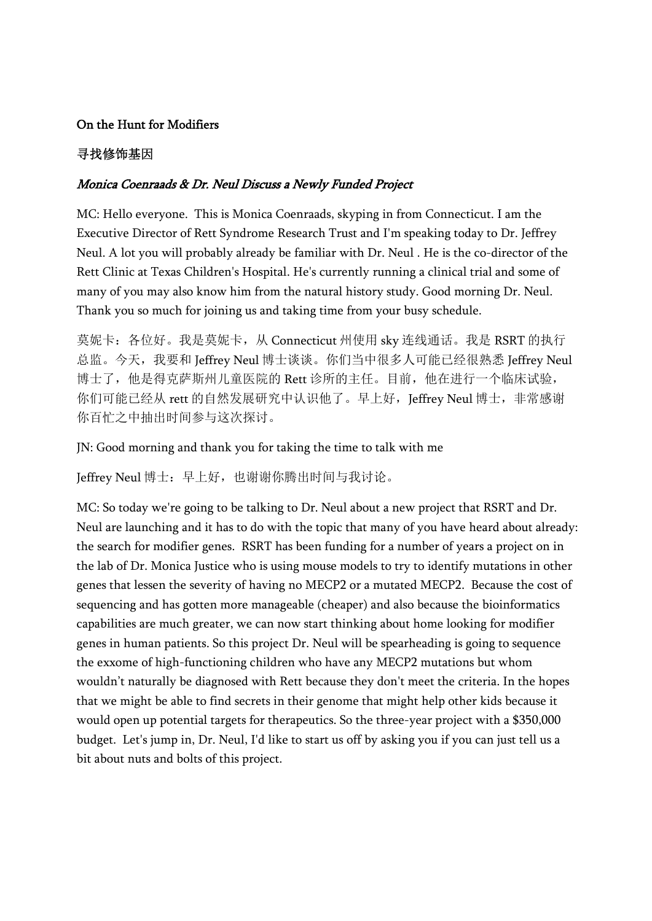**On the Hunt for Modifiers**

**寻找修饰基因**

***Monica Coenraads & Dr. Neul Discuss a Newly Funded Project***

MC: Hello everyone. This is Monica Coenraads, skyping in from Connecticut. I am the Executive Director of Rett Syndrome Research Trust and I'm speaking today to Dr. Jeffrey Neul. A lot you will probably already be familiar with Dr. Neul . He is the co-director of the Rett Clinic at Texas Children's Hospital. He's currently running a clinical trial and some of many of you may also know him from the natural history study. Good morning Dr. Neul. Thank you so much for joining us and taking time from your busy schedule.

莫妮卡：各位好。我是莫妮卡，从 Connecticut 州使用 sky 连线通话。我是 RSRT 的执行总监。今天，我要和 Jeffrey Neul 博士谈谈。你们当中很多人可能已经很熟悉 Jeffrey Neul 博士了，他是得克萨斯州儿童医院的 Rett 诊所的主任。目前，他在进行一个临床试验，你们可能已经从 rett 的自然发展研究中认识他了。早上好，Jeffrey Neul 博士，非常感谢你百忙之中抽出时间参与这次探讨。

JN: Good morning and thank you for taking the time to talk with me

Jeffrey Neul 博士：早上好，也谢谢你腾出时间与我讨论。

MC: So today we're going to be talking to Dr. Neul about a new project that RSRT and Dr. Neul are launching and it has to do with the topic that many of you have heard about already: the search for modifier genes. RSRT has been funding for a number of years a project on in the lab of Dr. Monica Justice who is using mouse models to try to identify mutations in other genes that lessen the severity of having no MECP2 or a mutated MECP2. Because the cost of sequencing and has gotten more manageable (cheaper) and also because the bioinformatics capabilities are much greater, we can now start thinking about home looking for modifier genes in human patients. So this project Dr. Neul will be spearheading is going to sequence the exxome of high-functioning children who have any MECP2 mutations but whom wouldn't naturally be diagnosed with Rett because they don't meet the criteria. In the hopes that we might be able to find secrets in their genome that might help other kids because it would open up potential targets for therapeutics. So the three-year project with a $350,000 budget. Let's jump in, Dr. Neul, I'd like to start us off by asking you if you can just tell us a bit about nuts and bolts of this project.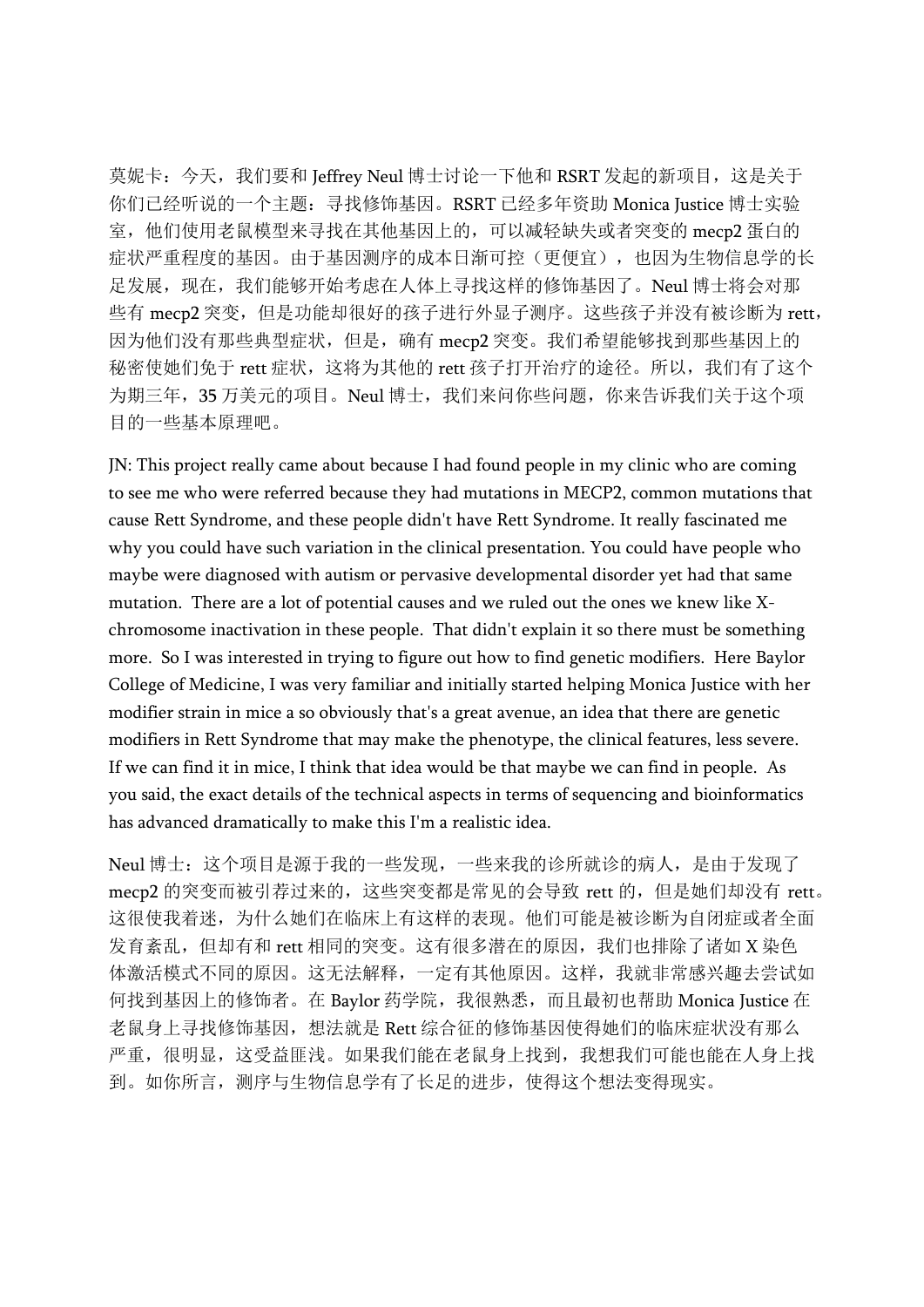莫妮卡：今天，我们要和 Jeffrey Neul 博士讨论一下他和 RSRT 发起的新项目，这是关于你们已经听说的一个主题：寻找修饰基因。RSRT 已经多年资助 Monica Justice 博士实验室，他们使用老鼠模型来寻找在其他基因上的，可以减轻缺失或者突变的 mecp2 蛋白的症状严重程度的基因。由于基因测序的成本日渐可控（更便宜），也因为生物信息学的长足发展，现在，我们能够开始考虑在人体上寻找这样的修饰基因了。Neul 博士将会对那些有 mecp2 突变，但是功能却很好的孩子进行外显子测序。这些孩子并没有被诊断为 rett，因为他们没有那些典型症状，但是，确有 mecp2 突变。我们希望能够找到那些基因上的秘密使她们免于 rett 症状，这将为其他的 rett 孩子打开治疗的途径。所以，我们有了这个为期三年，35 万美元的项目。Neul 博士，我们来问你些问题，你来告诉我们关于这个项目的一些基本原理吧。

JN: This project really came about because I had found people in my clinic who are coming to see me who were referred because they had mutations in MECP2, common mutations that cause Rett Syndrome, and these people didn't have Rett Syndrome. It really fascinated me why you could have such variation in the clinical presentation. You could have people who maybe were diagnosed with autism or pervasive developmental disorder yet had that same mutation. There are a lot of potential causes and we ruled out the ones we knew like X-chromosome inactivation in these people. That didn't explain it so there must be something more. So I was interested in trying to figure out how to find genetic modifiers. Here Baylor College of Medicine, I was very familiar and initially started helping Monica Justice with her modifier strain in mice a so obviously that's a great avenue, an idea that there are genetic modifiers in Rett Syndrome that may make the phenotype, the clinical features, less severe. If we can find it in mice, I think that idea would be that maybe we can find in people. As you said, the exact details of the technical aspects in terms of sequencing and bioinformatics has advanced dramatically to make this I'm a realistic idea.

Neul 博士：这个项目是源于我的一些发现，一些来我的诊所就诊的病人，是由于发现了 mecp2 的突变而被引荐过来的，这些突变都是常见的会导致 rett 的，但是她们却没有 rett。这很使我着迷，为什么她们在临床上有这样的表现。他们可能是被诊断为自闭症或者全面发育紊乱，但却有和 rett 相同的突变。这有很多潜在的原因，我们也排除了诸如 X 染色体激活模式不同的原因。这无法解释，一定有其他原因。这样，我就非常感兴趣去尝试如何找到基因上的修饰者。在 Baylor 药学院，我很熟悉，而且最初也帮助 Monica Justice 在老鼠身上寻找修饰基因，想法就是 Rett 综合征的修饰基因使得她们的临床症状没有那么严重，很明显，这受益匪浅。如果我们能在老鼠身上找到，我想我们可能也能在人身上找到。如你所言，测序与生物信息学有了长足的进步，使得这个想法变得现实。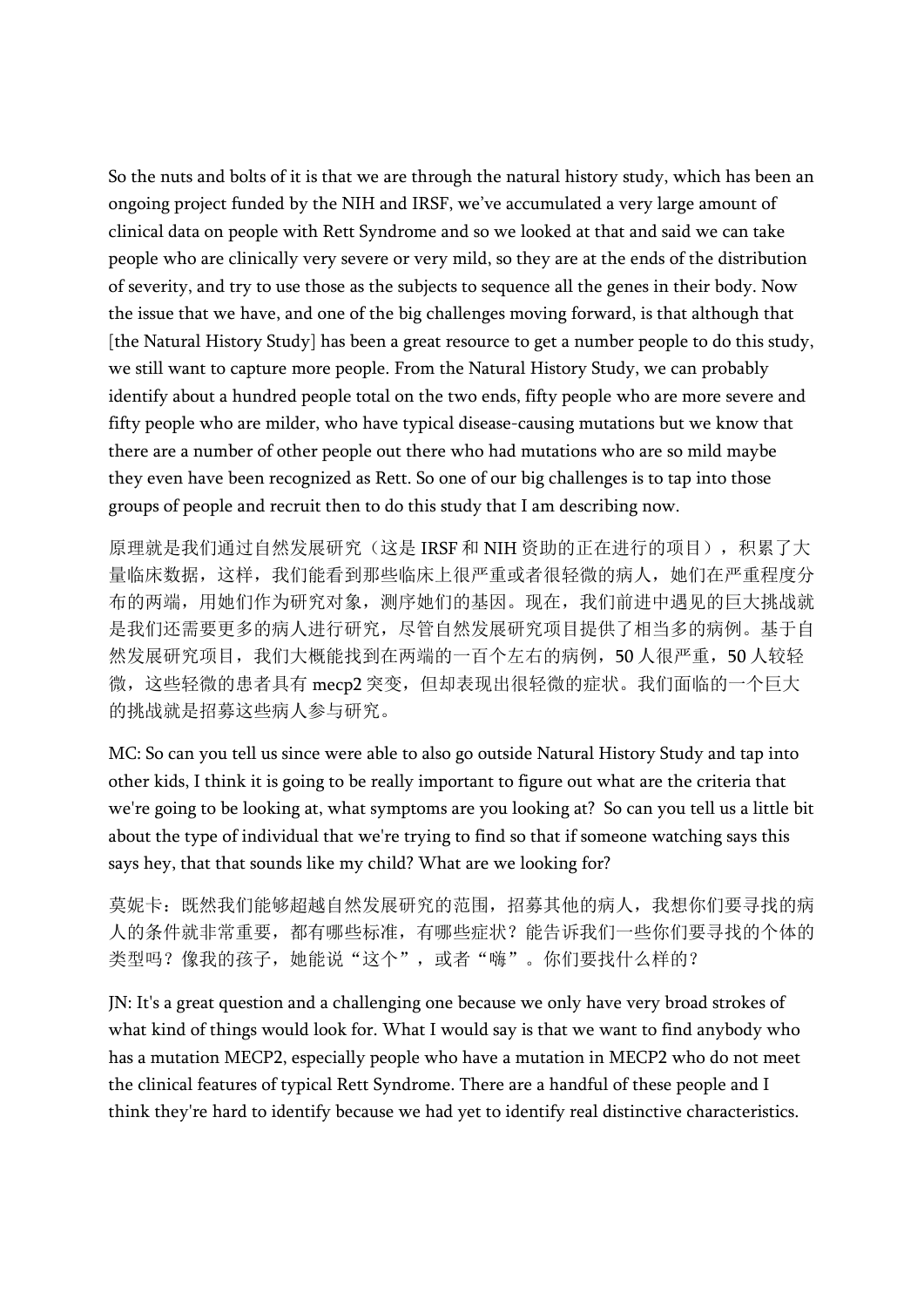So the nuts and bolts of it is that we are through the natural history study, which has been an ongoing project funded by the NIH and IRSF, we've accumulated a very large amount of clinical data on people with Rett Syndrome and so we looked at that and said we can take people who are clinically very severe or very mild, so they are at the ends of the distribution of severity, and try to use those as the subjects to sequence all the genes in their body. Now the issue that we have, and one of the big challenges moving forward, is that although that [the Natural History Study] has been a great resource to get a number people to do this study, we still want to capture more people. From the Natural History Study, we can probably identify about a hundred people total on the two ends, fifty people who are more severe and fifty people who are milder, who have typical disease-causing mutations but we know that there are a number of other people out there who had mutations who are so mild maybe they even have been recognized as Rett. So one of our big challenges is to tap into those groups of people and recruit then to do this study that I am describing now.

原理就是我们通过自然发展研究（这是 IRSF 和 NIH 资助的正在进行的项目），积累了大量临床数据，这样，我们能看到那些临床上很严重或者很轻微的病人，她们在严重程度分布的两端，用她们作为研究对象，测序她们的基因。现在，我们前进中遇见的巨大挑战就是我们还需要更多的病人进行研究，尽管自然发展研究项目提供了相当多的病例。基于自然发展研究项目，我们大概能找到在两端的一百个左右的病例，50 人很严重，50 人较轻微，这些轻微的患者具有 mecp2 突变，但却表现出很轻微的症状。我们面临的一个巨大的挑战就是招募这些病人参与研究。

MC: So can you tell us since were able to also go outside Natural History Study and tap into other kids, I think it is going to be really important to figure out what are the criteria that we're going to be looking at, what symptoms are you looking at? So can you tell us a little bit about the type of individual that we're trying to find so that if someone watching says this says hey, that that sounds like my child? What are we looking for?

莫妮卡：既然我们能够超越自然发展研究的范围，招募其他的病人，我想你们要寻找的病人的条件就非常重要，都有哪些标准，有哪些症状？能告诉我们一些你们要寻找的个体的类型吗？像我的孩子，她能说“这个”，或者“嗨”。你们要找什么样的？

JN: It's a great question and a challenging one because we only have very broad strokes of what kind of things would look for. What I would say is that we want to find anybody who has a mutation MECP2, especially people who have a mutation in MECP2 who do not meet the clinical features of typical Rett Syndrome. There are a handful of these people and I think they're hard to identify because we had yet to identify real distinctive characteristics.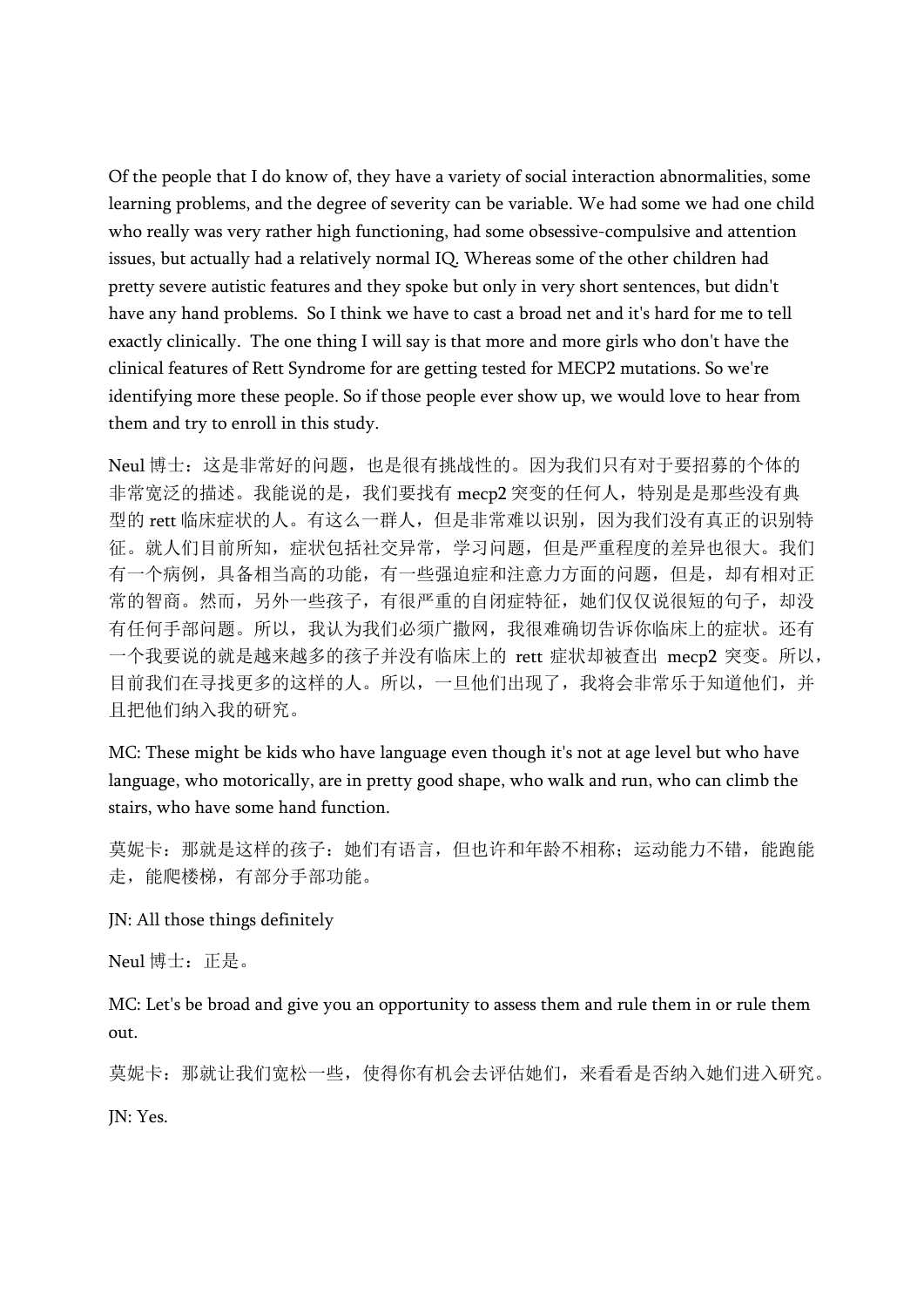Of the people that I do know of, they have a variety of social interaction abnormalities, some learning problems, and the degree of severity can be variable. We had some we had one child who really was very rather high functioning, had some obsessive-compulsive and attention issues, but actually had a relatively normal IQ. Whereas some of the other children had pretty severe autistic features and they spoke but only in very short sentences, but didn't have any hand problems. So I think we have to cast a broad net and it's hard for me to tell exactly clinically. The one thing I will say is that more and more girls who don't have the clinical features of Rett Syndrome for are getting tested for MECP2 mutations. So we're identifying more these people. So if those people ever show up, we would love to hear from them and try to enroll in this study.

Neul 博士：这是非常好的问题，也是很有挑战性的。因为我们只有对于要招募的个体的非常宽泛的描述。我能说的是，我们要找有 mecp2 突变的任何人，特别是是那些没有典型的 rett 临床症状的人。有这么一群人，但是非常难以识别，因为我们没有真正的识别特征。就人们目前所知，症状包括社交异常，学习问题，但是严重程度的差异也很大。我们有一个病例，具备相当高的功能，有一些强迫症和注意力方面的问题，但是，却有相对正常的智商。然而，另外一些孩子，有很严重的自闭症特征，她们仅仅说很短的句子，却没有任何手部问题。所以，我认为我们必须广撒网，我很难确切告诉你临床上的症状。还有一个我要说的就是越来越多的孩子并没有临床上的 rett 症状却被查出 mecp2 突变。所以，目前我们在寻找更多的这样的人。所以，一旦他们出现了，我将会非常乐于知道他们，并且把他们纳入我的研究。

MC: These might be kids who have language even though it's not at age level but who have language, who motorically, are in pretty good shape, who walk and run, who can climb the stairs, who have some hand function.

莫妮卡：那就是这样的孩子：她们有语言，但也许和年龄不相称；运动能力不错，能跑能走，能爬楼梯，有部分手部功能。

JN: All those things definitely

Neul 博士：正是。

MC: Let's be broad and give you an opportunity to assess them and rule them in or rule them out.

莫妮卡：那就让我们宽松一些，使得你有机会去评估她们，来看看是否纳入她们进入研究。

JN: Yes.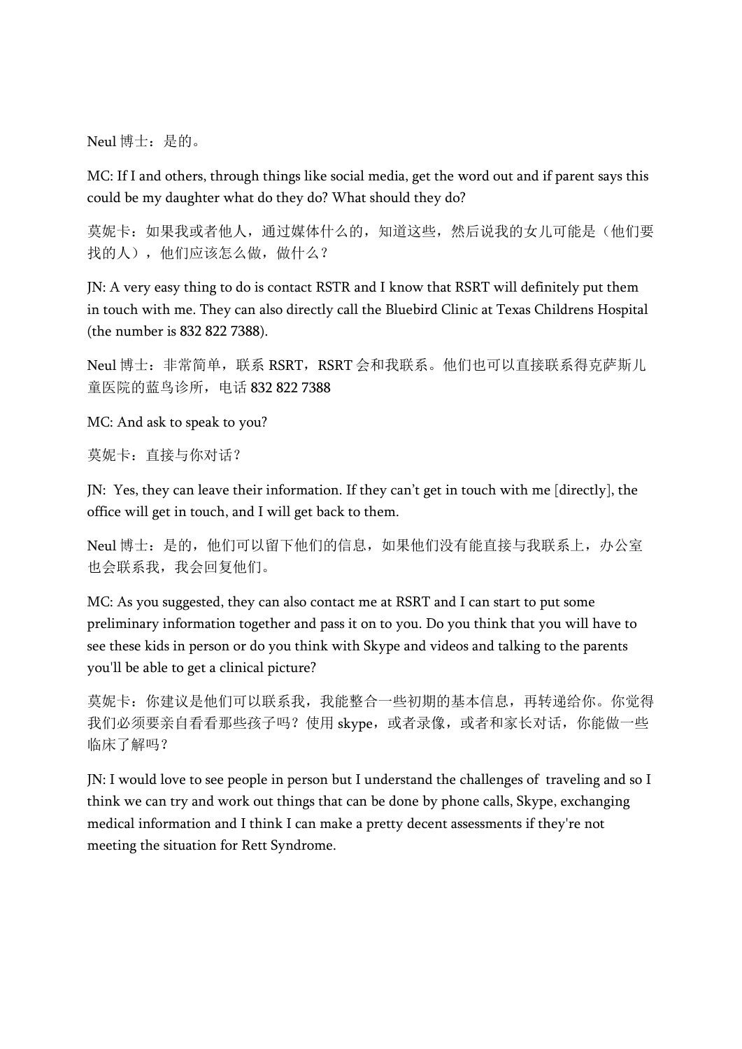Neul 博士：是的。

MC: If I and others, through things like social media, get the word out and if parent says this could be my daughter what do they do? What should they do?

莫妮卡：如果我或者他人，通过媒体什么的，知道这些，然后说我的女儿可能是（他们要找的人），他们应该怎么做，做什么？

JN: A very easy thing to do is contact RSTR and I know that RSRT will definitely put them in touch with me. They can also directly call the Bluebird Clinic at Texas Childrens Hospital (the number is 832 822 7388).

Neul 博士：非常简单，联系 RSRT，RSRT 会和我联系。他们也可以直接联系得克萨斯儿童医院的蓝鸟诊所，电话 832 822 7388

MC: And ask to speak to you?

莫妮卡：直接与你对话？

JN: Yes, they can leave their information. If they can't get in touch with me [directly], the office will get in touch, and I will get back to them.

Neul 博士：是的，他们可以留下他们的信息，如果他们没有能直接与我联系上，办公室也会联系我，我会回复他们。

MC: As you suggested, they can also contact me at RSRT and I can start to put some preliminary information together and pass it on to you. Do you think that you will have to see these kids in person or do you think with Skype and videos and talking to the parents you'll be able to get a clinical picture?

莫妮卡：你建议是他们可以联系我，我能整合一些初期的基本信息，再转递给你。你觉得我们必须要亲自看看那些孩子吗？使用 skype，或者录像，或者和家长对话，你能做一些临床了解吗？

JN: I would love to see people in person but I understand the challenges of traveling and so I think we can try and work out things that can be done by phone calls, Skype, exchanging medical information and I think I can make a pretty decent assessments if they're not meeting the situation for Rett Syndrome.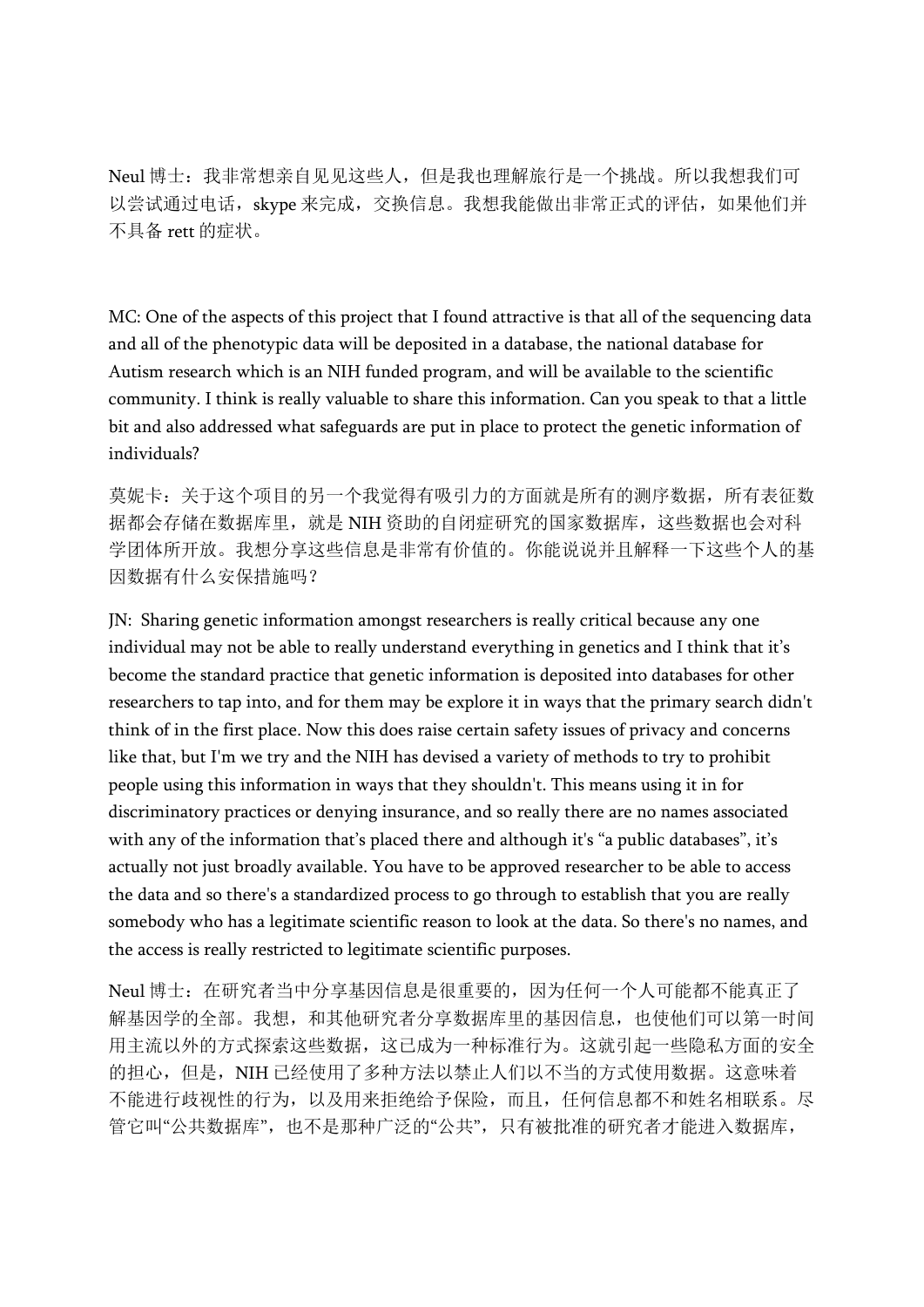Neul 博士：我非常想亲自见见这些人，但是我也理解旅行是一个挑战。所以我想我们可以尝试通过电话，skype 来完成，交换信息。我想我能做出非常正式的评估，如果他们并不具备 rett 的症状。

MC: One of the aspects of this project that I found attractive is that all of the sequencing data and all of the phenotypic data will be deposited in a database, the national database for Autism research which is an NIH funded program, and will be available to the scientific community. I think is really valuable to share this information. Can you speak to that a little bit and also addressed what safeguards are put in place to protect the genetic information of individuals?

莫妮卡：关于这个项目的另一个我觉得有吸引力的方面就是所有的测序数据，所有表征数据都会存储在数据库里，就是 NIH 资助的自闭症研究的国家数据库，这些数据也会对科学团体所开放。我想分享这些信息是非常有价值的。你能说说并且解释一下这些个人的基因数据有什么安保措施吗？

JN: Sharing genetic information amongst researchers is really critical because any one individual may not be able to really understand everything in genetics and I think that it's become the standard practice that genetic information is deposited into databases for other researchers to tap into, and for them may be explore it in ways that the primary search didn't think of in the first place. Now this does raise certain safety issues of privacy and concerns like that, but I'm we try and the NIH has devised a variety of methods to try to prohibit people using this information in ways that they shouldn't. This means using it in for discriminatory practices or denying insurance, and so really there are no names associated with any of the information that's placed there and although it's "a public databases", it's actually not just broadly available. You have to be approved researcher to be able to access the data and so there's a standardized process to go through to establish that you are really somebody who has a legitimate scientific reason to look at the data. So there's no names, and the access is really restricted to legitimate scientific purposes.

Neul 博士：在研究者当中分享基因信息是很重要的，因为任何一个人可能都不能真正了解基因学的全部。我想，和其他研究者分享数据库里的基因信息，也使他们可以第一时间用主流以外的方式探索这些数据，这已成为一种标准行为。这就引起一些隐私方面的安全的担心，但是，NIH 已经使用了多种方法以禁止人们以不当的方式使用数据。这意味着不能进行歧视性的行为，以及用来拒绝给予保险，而且，任何信息都不和姓名相联系。尽管它叫"公共数据库"，也不是那种广泛的"公共"，只有被批准的研究者才能进入数据库，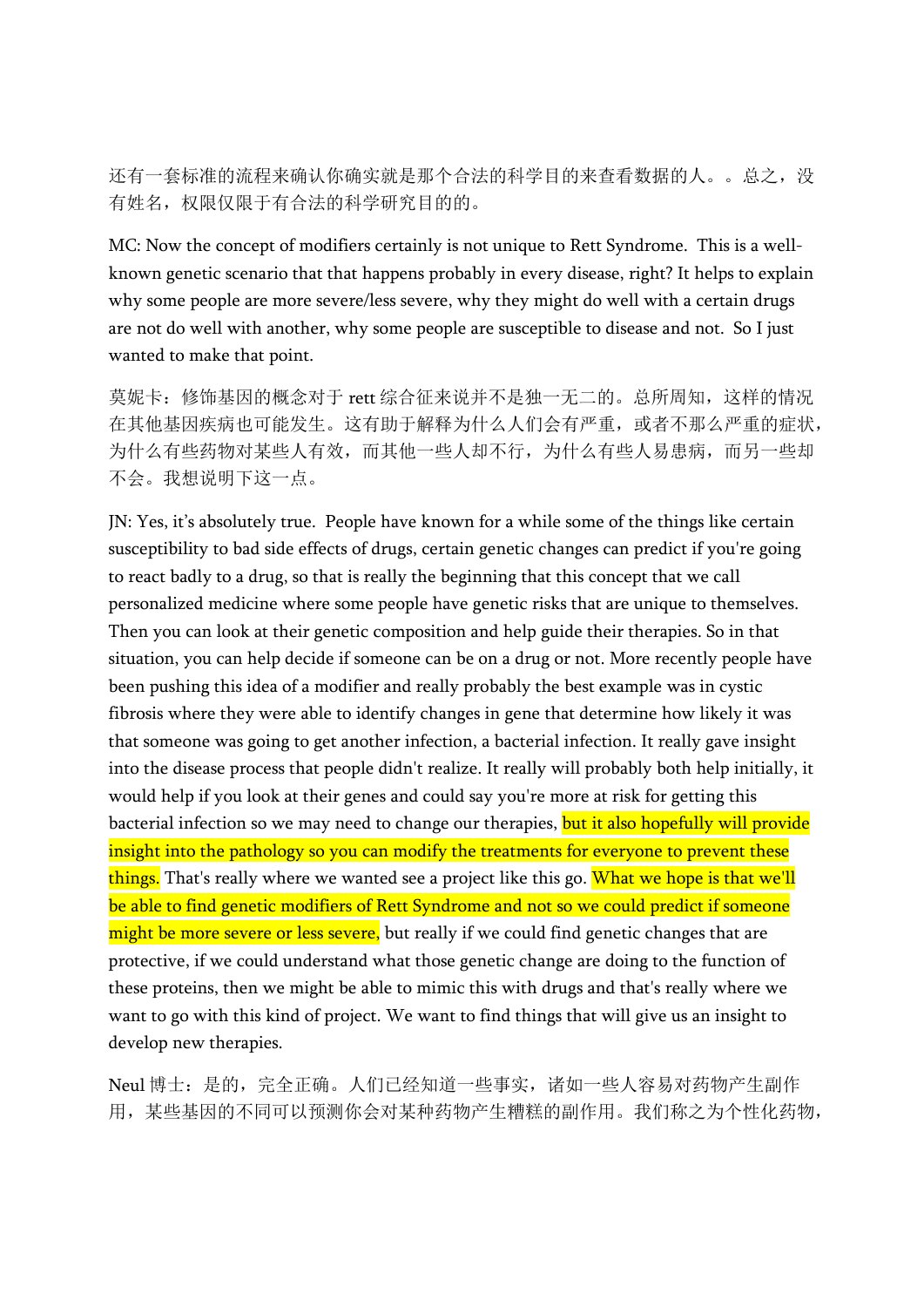还有一套标准的流程来确认你确实就是那个合法的科学目的来查看数据的人。。总之，没有姓名，权限仅限于有合法的科学研究目的的。

MC: Now the concept of modifiers certainly is not unique to Rett Syndrome. This is a well-known genetic scenario that that happens probably in every disease, right? It helps to explain why some people are more severe/less severe, why they might do well with a certain drugs are not do well with another, why some people are susceptible to disease and not. So I just wanted to make that point.

莫妮卡：修饰基因的概念对于 rett 综合征来说并不是独一无二的。总所周知，这样的情况在其他基因疾病也可能发生。这有助于解释为什么人们会有严重，或者不那么严重的症状，为什么有些药物对某些人有效，而其他一些人却不行，为什么有些人易患病，而另一些却不会。我想说明下这一点。

JN: Yes, it's absolutely true. People have known for a while some of the things like certain susceptibility to bad side effects of drugs, certain genetic changes can predict if you're going to react badly to a drug, so that is really the beginning that this concept that we call personalized medicine where some people have genetic risks that are unique to themselves. Then you can look at their genetic composition and help guide their therapies. So in that situation, you can help decide if someone can be on a drug or not. More recently people have been pushing this idea of a modifier and really probably the best example was in cystic fibrosis where they were able to identify changes in gene that determine how likely it was that someone was going to get another infection, a bacterial infection. It really gave insight into the disease process that people didn't realize. It really will probably both help initially, it would help if you look at their genes and could say you're more at risk for getting this bacterial infection so we may need to change our therapies, but it also hopefully will provide insight into the pathology so you can modify the treatments for everyone to prevent these things. That's really where we wanted see a project like this go. What we hope is that we'll be able to find genetic modifiers of Rett Syndrome and not so we could predict if someone might be more severe or less severe, but really if we could find genetic changes that are protective, if we could understand what those genetic change are doing to the function of these proteins, then we might be able to mimic this with drugs and that's really where we want to go with this kind of project. We want to find things that will give us an insight to develop new therapies.

Neul 博士：是的，完全正确。人们已经知道一些事实，诸如一些人容易对药物产生副作用，某些基因的不同可以预测你会对某种药物产生糟糕的副作用。我们称之为个性化药物，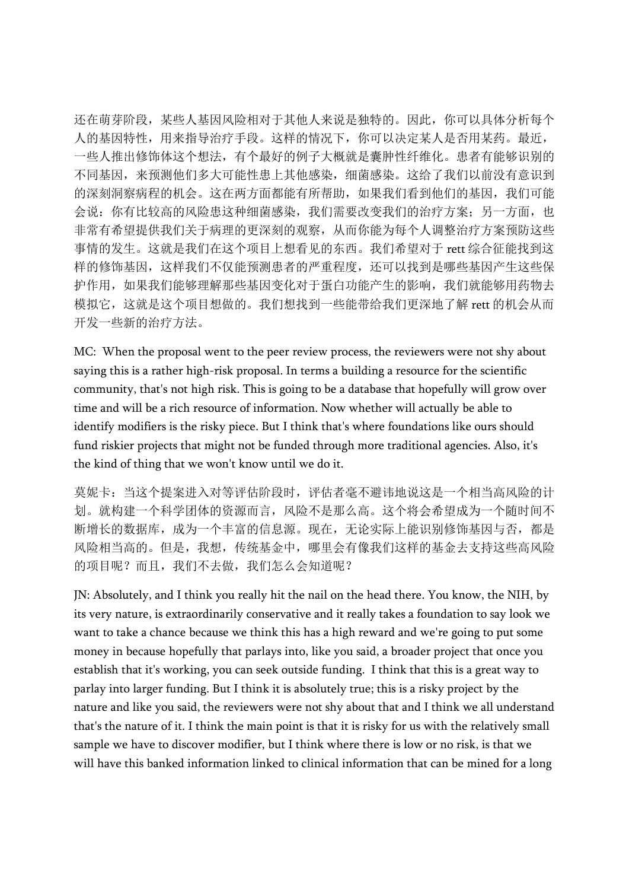还在萌芽阶段，某些人基因风险相对于其他人来说是独特的。因此，你可以具体分析每个人的基因特性，用来指导治疗手段。这样的情况下，你可以决定某人是否用某药。最近，一些人推出修饰体这个想法，有个最好的例子大概就是囊肿性纤维化。患者有能够识别的不同基因，来预测他们多大可能性患上其他感染，细菌感染。这给了我们以前没有意识到的深刻洞察病程的机会。这在两方面都能有所帮助，如果我们看到他们的基因，我们可能会说：你有比较高的风险患这种细菌感染，我们需要改变我们的治疗方案；另一方面，也非常有希望提供我们关于病理的更深刻的观察，从而你能为每个人调整治疗方案预防这些事情的发生。这就是我们在这个项目上想看见的东西。我们希望对于 rett 综合征能找到这样的修饰基因，这样我们不仅能预测患者的严重程度，还可以找到是哪些基因产生这些保护作用，如果我们能够理解那些基因变化对于蛋白功能产生的影响，我们就能够用药物去模拟它，这就是这个项目想做的。我们想找到一些能带给我们更深地了解 rett 的机会从而开发一些新的治疗方法。

MC: When the proposal went to the peer review process, the reviewers were not shy about saying this is a rather high-risk proposal. In terms a building a resource for the scientific community, that's not high risk. This is going to be a database that hopefully will grow over time and will be a rich resource of information. Now whether will actually be able to identify modifiers is the risky piece. But I think that's where foundations like ours should fund riskier projects that might not be funded through more traditional agencies. Also, it's the kind of thing that we won't know until we do it.

莫妮卡：当这个提案进入对等评估阶段时，评估者毫不避讳地说这是一个相当高风险的计划。就构建一个科学团体的资源而言，风险不是那么高。这个将会希望成为一个随时间不断增长的数据库，成为一个丰富的信息源。现在，无论实际上能识别修饰基因与否，都是风险相当高的。但是，我想，传统基金中，哪里会有像我们这样的基金去支持这些高风险的项目呢？而且，我们不去做，我们怎么会知道呢？

JN: Absolutely, and I think you really hit the nail on the head there. You know, the NIH, by its very nature, is extraordinarily conservative and it really takes a foundation to say look we want to take a chance because we think this has a high reward and we're going to put some money in because hopefully that parlays into, like you said, a broader project that once you establish that it's working, you can seek outside funding. I think that this is a great way to parlay into larger funding. But I think it is absolutely true; this is a risky project by the nature and like you said, the reviewers were not shy about that and I think we all understand that's the nature of it. I think the main point is that it is risky for us with the relatively small sample we have to discover modifier, but I think where there is low or no risk, is that we will have this banked information linked to clinical information that can be mined for a long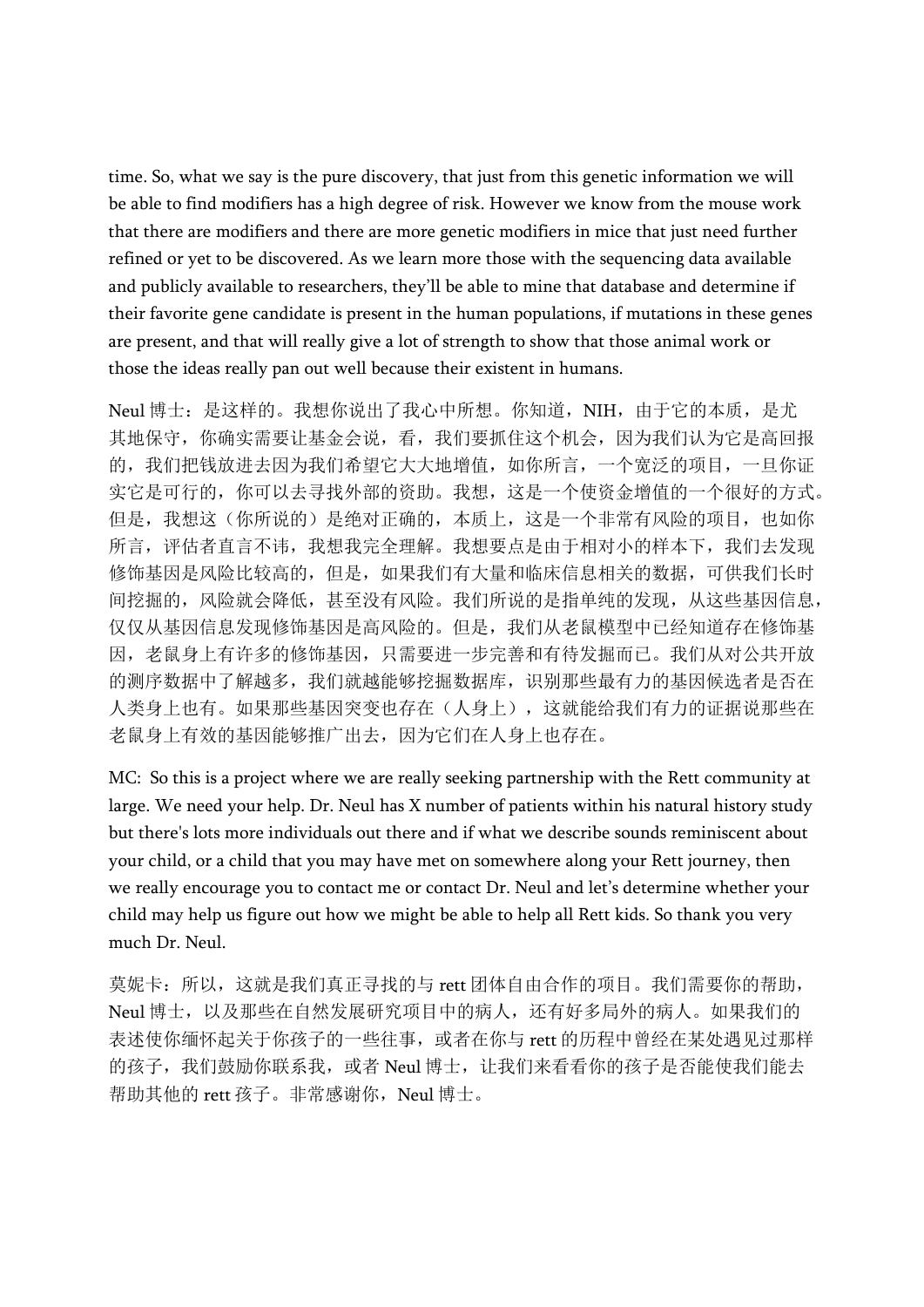time. So, what we say is the pure discovery, that just from this genetic information we will be able to find modifiers has a high degree of risk. However we know from the mouse work that there are modifiers and there are more genetic modifiers in mice that just need further refined or yet to be discovered. As we learn more those with the sequencing data available and publicly available to researchers, they'll be able to mine that database and determine if their favorite gene candidate is present in the human populations, if mutations in these genes are present, and that will really give a lot of strength to show that those animal work or those the ideas really pan out well because their existent in humans.

Neul 博士：是这样的。我想你说出了我心中所想。你知道，NIH，由于它的本质，是尤其地保守，你确实需要让基金会说，看，我们要抓住这个机会，因为我们认为它是高回报的，我们把钱放进去因为我们希望它大大地增值，如你所言，一个宽泛的项目，一旦你证实它是可行的，你可以去寻找外部的资助。我想，这是一个使资金增值的一个很好的方式。但是，我想这（你所说的）是绝对正确的，本质上，这是一个非常有风险的项目，也如你所言，评估者直言不讳，我想我完全理解。我想要点是由于相对小的样本下，我们去发现修饰基因是风险比较高的，但是，如果我们有大量和临床信息相关的数据，可供我们长时间挖掘的，风险就会降低，甚至没有风险。我们所说的是指单纯的发现，从这些基因信息，仅仅从基因信息发现修饰基因是高风险的。但是，我们从老鼠模型中已经知道存在修饰基因，老鼠身上有许多的修饰基因，只需要进一步完善和有待发掘而已。我们从对公共开放的测序数据中了解越多，我们就越能够挖掘数据库，识别那些最有力的基因候选者是否在人类身上也有。如果那些基因突变也存在（人身上），这就能给我们有力的证据说那些在老鼠身上有效的基因能够推广出去，因为它们在人身上也存在。

MC: So this is a project where we are really seeking partnership with the Rett community at large. We need your help. Dr. Neul has X number of patients within his natural history study but there's lots more individuals out there and if what we describe sounds reminiscent about your child, or a child that you may have met on somewhere along your Rett journey, then we really encourage you to contact me or contact Dr. Neul and let's determine whether your child may help us figure out how we might be able to help all Rett kids. So thank you very much Dr. Neul.

莫妮卡：所以，这就是我们真正寻找的与 rett 团体自由合作的项目。我们需要你的帮助，Neul 博士，以及那些在自然发展研究项目中的病人，还有好多局外的病人。如果我们的表述使你缅怀起关于你孩子的一些往事，或者在你与 rett 的历程中曾经在某处遇见过那样的孩子，我们鼓励你联系我，或者 Neul 博士，让我们来看看你的孩子是否能使我们能去帮助其他的 rett 孩子。非常感谢你，Neul 博士。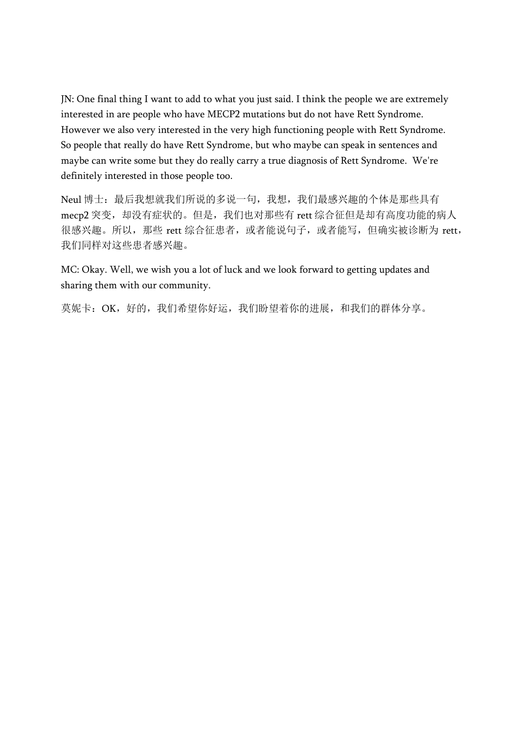JN: One final thing I want to add to what you just said. I think the people we are extremely interested in are people who have MECP2 mutations but do not have Rett Syndrome. However we also very interested in the very high functioning people with Rett Syndrome. So people that really do have Rett Syndrome, but who maybe can speak in sentences and maybe can write some but they do really carry a true diagnosis of Rett Syndrome. We're definitely interested in those people too.

Neul 博士：最后我想就我们所说的多说一句，我想，我们最感兴趣的个体是那些具有 mecp2 突变，却没有症状的。但是，我们也对那些有 rett 综合征但是却有高度功能的病人很感兴趣。所以，那些 rett 综合征患者，或者能说句子，或者能写，但确实被诊断为 rett，我们同样对这些患者感兴趣。

MC: Okay. Well, we wish you a lot of luck and we look forward to getting updates and sharing them with our community.

莫妮卡：OK，好的，我们希望你好运，我们盼望着你的进展，和我们的群体分享。